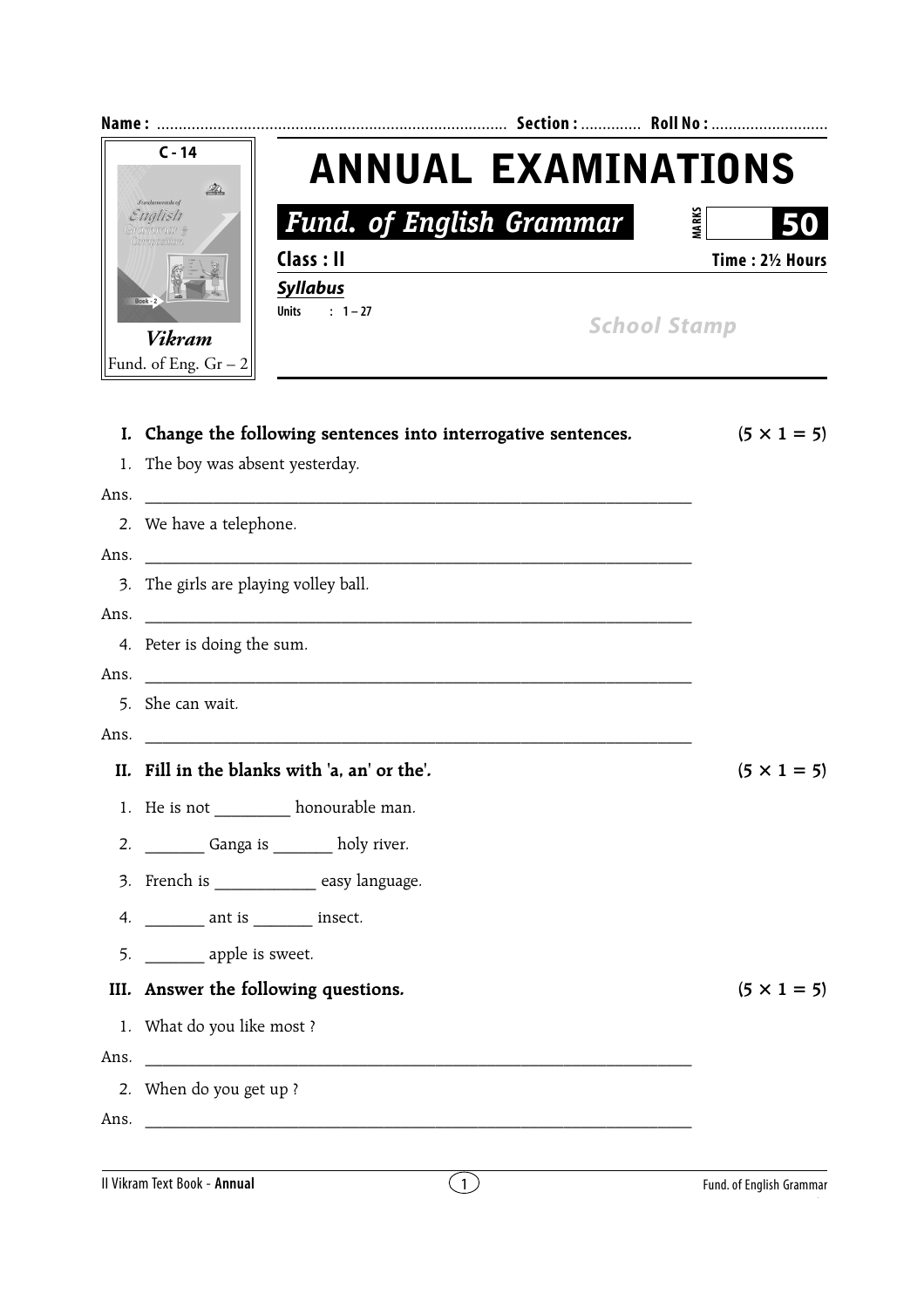Name : ................................................................................ Section : ............. Roll No : ...........................

C - 14

Vikram

Fund. of Eng. Gr – 2

# ANNUAL EXAMINATIONS

## Fund. of English Grammar

MARKS **50**

**Class : II** **Time : 2½ Hours**

***Syllabus***

Units : 1 – 27

School Stamp

**I. Change the following sentences into interrogative sentences.** **(5 × 1 = 5)**

1. The boy was absent yesterday.

Ans. ________________________________________________________________

2. We have a telephone.

Ans. ________________________________________________________________

3. The girls are playing volley ball.

Ans. ________________________________________________________________

4. Peter is doing the sum.

Ans. ________________________________________________________________

5. She can wait.

Ans. ________________________________________________________________

**II. Fill in the blanks with 'a, an' or the'.** **(5 × 1 = 5)**

1. He is not _________ honourable man.
2. _______ Ganga is _______ holy river.
3. French is ____________ easy language.
4. _______ ant is _______ insect.
5. _______ apple is sweet.

**III. Answer the following questions.** **(5 × 1 = 5)**

1. What do you like most ?

Ans. ________________________________________________________________

2. When do you get up ?

Ans. ________________________________________________________________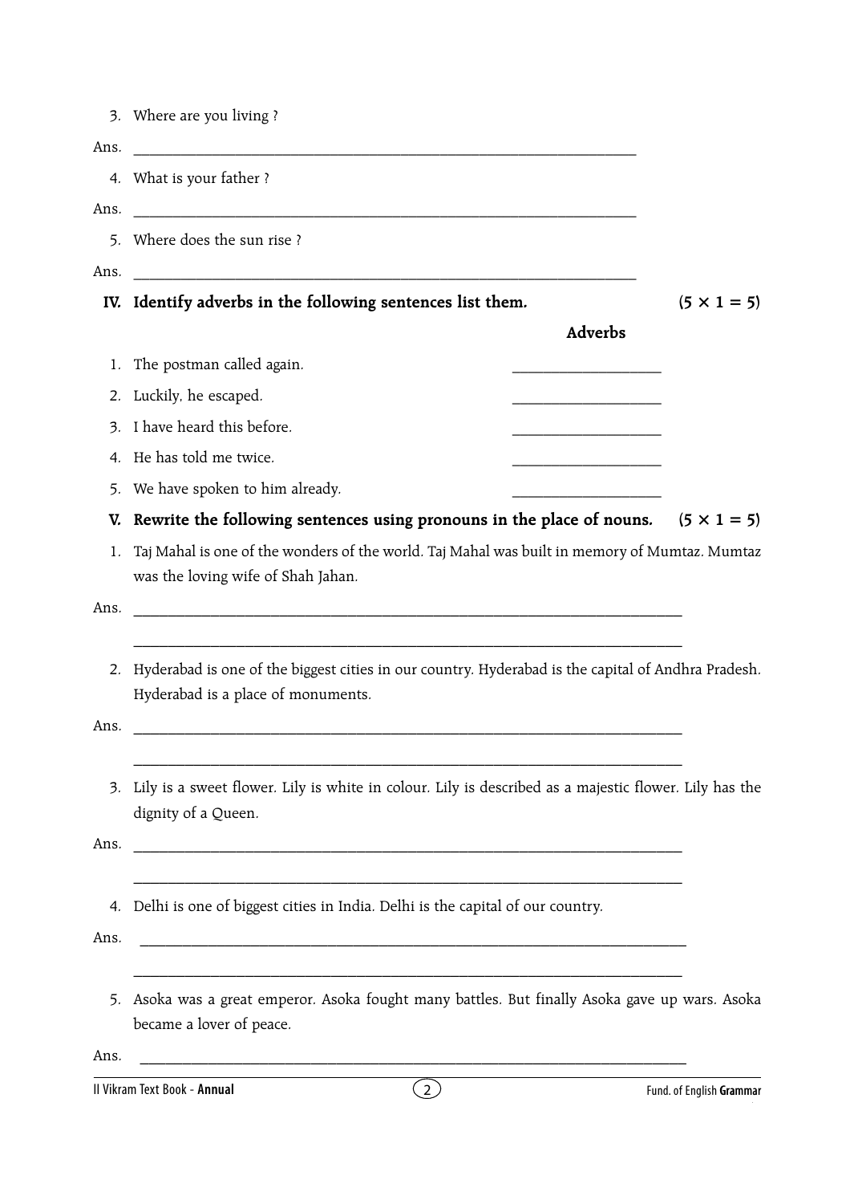3. Where are you living ?

Ans. ______________________________________________________________

4. What is your father ?

Ans. ______________________________________________________________

5. Where does the sun rise ?

Ans. ______________________________________________________________

**IV. Identify adverbs in the following sentences list them.** **(5 × 1 = 5)**

| | **Adverbs** |
|---|---|
| 1. The postman called again. | ____________________ |
| 2. Luckily, he escaped. | ____________________ |
| 3. I have heard this before. | ____________________ |
| 4. He has told me twice. | ____________________ |
| 5. We have spoken to him already. | ____________________ |

**V. Rewrite the following sentences using pronouns in the place of nouns.** **(5 × 1 = 5)**

1. Taj Mahal is one of the wonders of the world. Taj Mahal was built in memory of Mumtaz. Mumtaz was the loving wife of Shah Jahan.

Ans. ______________________________________________________________

______________________________________________________________

2. Hyderabad is one of the biggest cities in our country. Hyderabad is the capital of Andhra Pradesh. Hyderabad is a place of monuments.

Ans. ______________________________________________________________

______________________________________________________________

3. Lily is a sweet flower. Lily is white in colour. Lily is described as a majestic flower. Lily has the dignity of a Queen.

Ans. ______________________________________________________________

______________________________________________________________

4. Delhi is one of biggest cities in India. Delhi is the capital of our country.

Ans. ______________________________________________________________

______________________________________________________________

5. Asoka was a great emperor. Asoka fought many battles. But finally Asoka gave up wars. Asoka became a lover of peace.

Ans. ______________________________________________________________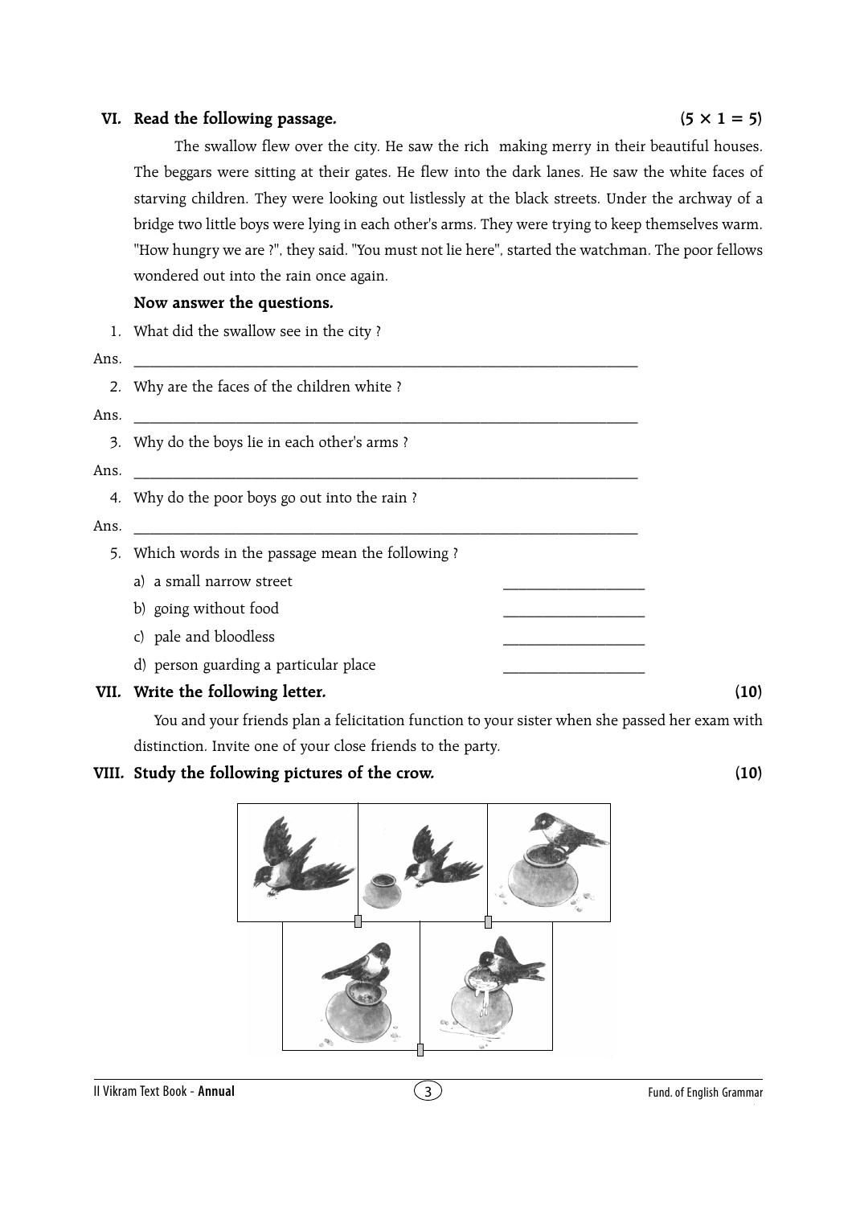**VI. Read the following passage.** **(5 × 1 = 5)**

The swallow flew over the city. He saw the rich  making merry in their beautiful houses. The beggars were sitting at their gates. He flew into the dark lanes. He saw the white faces of starving children. They were looking out listlessly at the black streets. Under the archway of a bridge two little boys were lying in each other's arms. They were trying to keep themselves warm. "How hungry we are ?", they said. "You must not lie here", started the watchman. The poor fellows wondered out into the rain once again.

**Now answer the questions.**

1. What did the swallow see in the city ?

Ans. ______________________________________________

2. Why are the faces of the children white ?

Ans. ______________________________________________

3. Why do the boys lie in each other's arms ?

Ans. ______________________________________________

4. Why do the poor boys go out into the rain ?

Ans. ______________________________________________

5. Which words in the passage mean the following ?

   a) a small narrow street ______________

   b) going without food ______________

   c) pale and bloodless ______________

   d) person guarding a particular place ______________

**VII. Write the following letter.** **(10)**

You and your friends plan a felicitation function to your sister when she passed her exam with distinction. Invite one of your close friends to the party.

**VIII. Study the following pictures of the crow.** **(10)**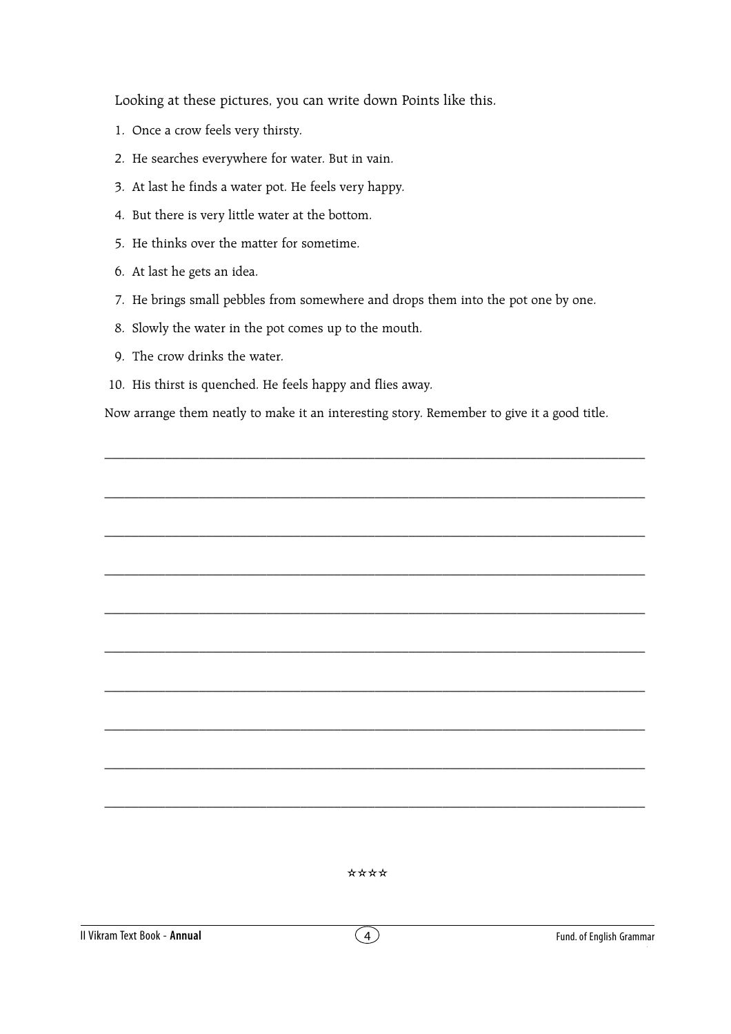Looking at these pictures, you can write down Points like this.

1. Once a crow feels very thirsty.
2. He searches everywhere for water. But in vain.
3. At last he finds a water pot. He feels very happy.
4. But there is very little water at the bottom.
5. He thinks over the matter for sometime.
6. At last he gets an idea.
7. He brings small pebbles from somewhere and drops them into the pot one by one.
8. Slowly the water in the pot comes up to the mouth.
9. The crow drinks the water.
10. His thirst is quenched. He feels happy and flies away.

Now arrange them neatly to make it an interesting story. Remember to give it a good title.

______________________________________________________________________________

______________________________________________________________________________

______________________________________________________________________________

______________________________________________________________________________

______________________________________________________________________________

______________________________________________________________________________

______________________________________________________________________________

______________________________________________________________________________

______________________________________________________________________________

______________________________________________________________________________

☆☆☆☆